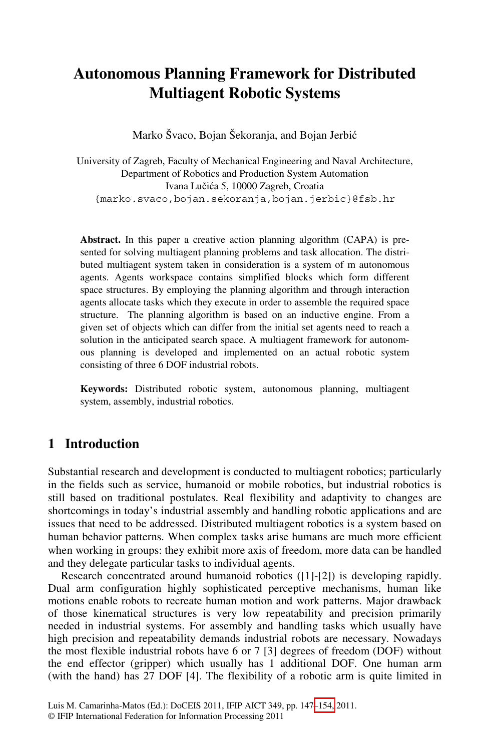# Autonomous Planning Framework for Distributed Multiagent Robotic Systems

Marko Švaco, Bojan Šekoranja, and Bojan Jerbić

University of Zagreb, Faculty of Mechanical Engineering and Naval Architecture, Department of Robotics and Production System Automation
Ivana Lučića 5, 10000 Zagreb, Croatia
{marko.svaco,bojan.sekoranja,bojan.jerbic}@fsb.hr

**Abstract.** In this paper a creative action planning algorithm (CAPA) is presented for solving multiagent planning problems and task allocation. The distributed multiagent system taken in consideration is a system of m autonomous agents. Agents workspace contains simplified blocks which form different space structures. By employing the planning algorithm and through interaction agents allocate tasks which they execute in order to assemble the required space structure. The planning algorithm is based on an inductive engine. From a given set of objects which can differ from the initial set agents need to reach a solution in the anticipated search space. A multiagent framework for autonomous planning is developed and implemented on an actual robotic system consisting of three 6 DOF industrial robots.

**Keywords:** Distributed robotic system, autonomous planning, multiagent system, assembly, industrial robotics.

## 1 Introduction

Substantial research and development is conducted to multiagent robotics; particularly in the fields such as service, humanoid or mobile robotics, but industrial robotics is still based on traditional postulates. Real flexibility and adaptivity to changes are shortcomings in today's industrial assembly and handling robotic applications and are issues that need to be addressed. Distributed multiagent robotics is a system based on human behavior patterns. When complex tasks arise humans are much more efficient when working in groups: they exhibit more axis of freedom, more data can be handled and they delegate particular tasks to individual agents.

Research concentrated around humanoid robotics ([1]-[2]) is developing rapidly. Dual arm configuration highly sophisticated perceptive mechanisms, human like motions enable robots to recreate human motion and work patterns. Major drawback of those kinematical structures is very low repeatability and precision primarily needed in industrial systems. For assembly and handling tasks which usually have high precision and repeatability demands industrial robots are necessary. Nowadays the most flexible industrial robots have 6 or 7 [3] degrees of freedom (DOF) without the end effector (gripper) which usually has 1 additional DOF. One human arm (with the hand) has 27 DOF [4]. The flexibility of a robotic arm is quite limited in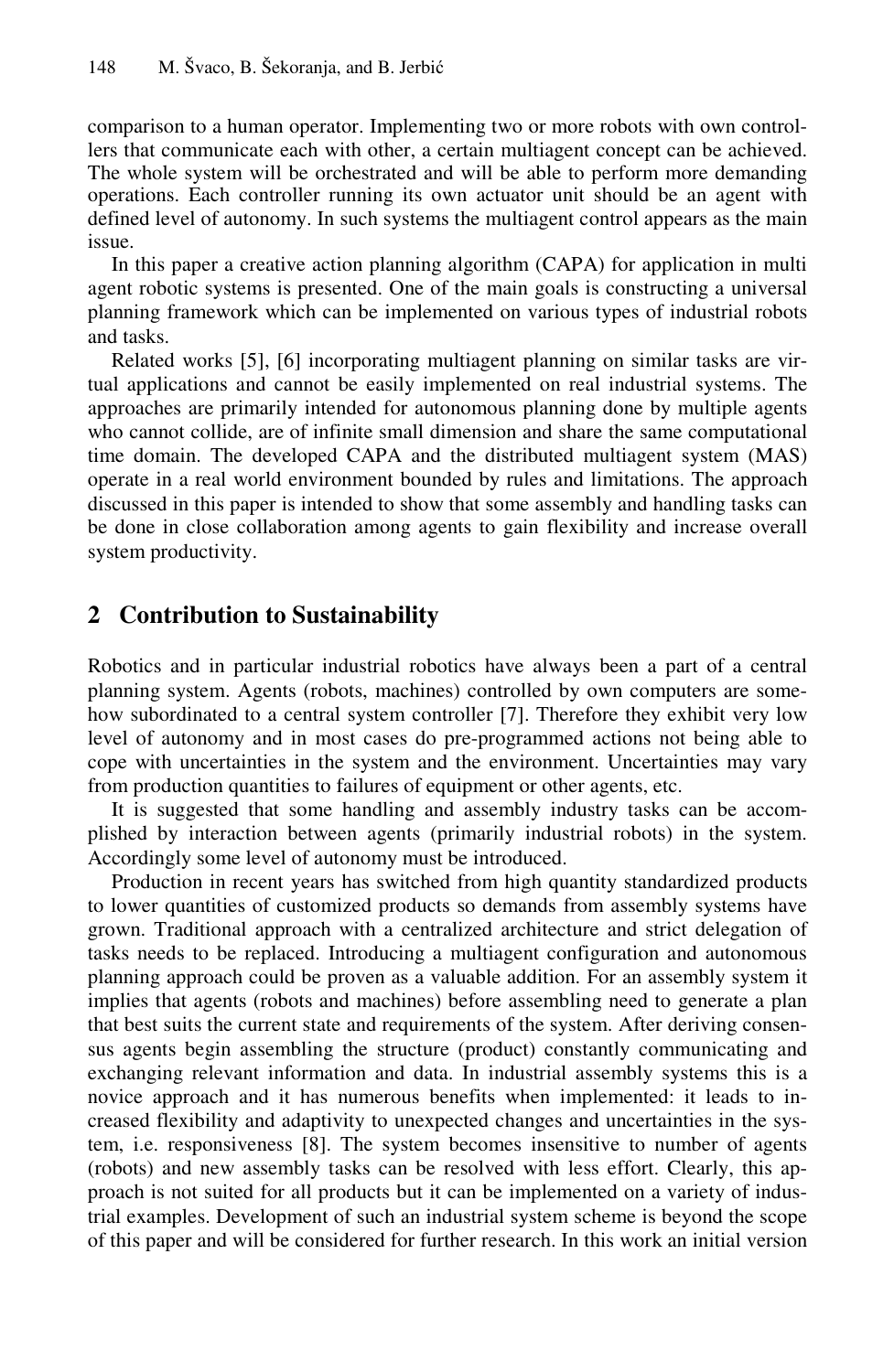comparison to a human operator. Implementing two or more robots with own controllers that communicate each with other, a certain multiagent concept can be achieved. The whole system will be orchestrated and will be able to perform more demanding operations. Each controller running its own actuator unit should be an agent with defined level of autonomy. In such systems the multiagent control appears as the main issue.

In this paper a creative action planning algorithm (CAPA) for application in multi agent robotic systems is presented. One of the main goals is constructing a universal planning framework which can be implemented on various types of industrial robots and tasks.

Related works [5], [6] incorporating multiagent planning on similar tasks are virtual applications and cannot be easily implemented on real industrial systems. The approaches are primarily intended for autonomous planning done by multiple agents who cannot collide, are of infinite small dimension and share the same computational time domain. The developed CAPA and the distributed multiagent system (MAS) operate in a real world environment bounded by rules and limitations. The approach discussed in this paper is intended to show that some assembly and handling tasks can be done in close collaboration among agents to gain flexibility and increase overall system productivity.

## 2 Contribution to Sustainability

Robotics and in particular industrial robotics have always been a part of a central planning system. Agents (robots, machines) controlled by own computers are somehow subordinated to a central system controller [7]. Therefore they exhibit very low level of autonomy and in most cases do pre-programmed actions not being able to cope with uncertainties in the system and the environment. Uncertainties may vary from production quantities to failures of equipment or other agents, etc.

It is suggested that some handling and assembly industry tasks can be accomplished by interaction between agents (primarily industrial robots) in the system. Accordingly some level of autonomy must be introduced.

Production in recent years has switched from high quantity standardized products to lower quantities of customized products so demands from assembly systems have grown. Traditional approach with a centralized architecture and strict delegation of tasks needs to be replaced. Introducing a multiagent configuration and autonomous planning approach could be proven as a valuable addition. For an assembly system it implies that agents (robots and machines) before assembling need to generate a plan that best suits the current state and requirements of the system. After deriving consensus agents begin assembling the structure (product) constantly communicating and exchanging relevant information and data. In industrial assembly systems this is a novice approach and it has numerous benefits when implemented: it leads to increased flexibility and adaptivity to unexpected changes and uncertainties in the system, i.e. responsiveness [8]. The system becomes insensitive to number of agents (robots) and new assembly tasks can be resolved with less effort. Clearly, this approach is not suited for all products but it can be implemented on a variety of industrial examples. Development of such an industrial system scheme is beyond the scope of this paper and will be considered for further research. In this work an initial version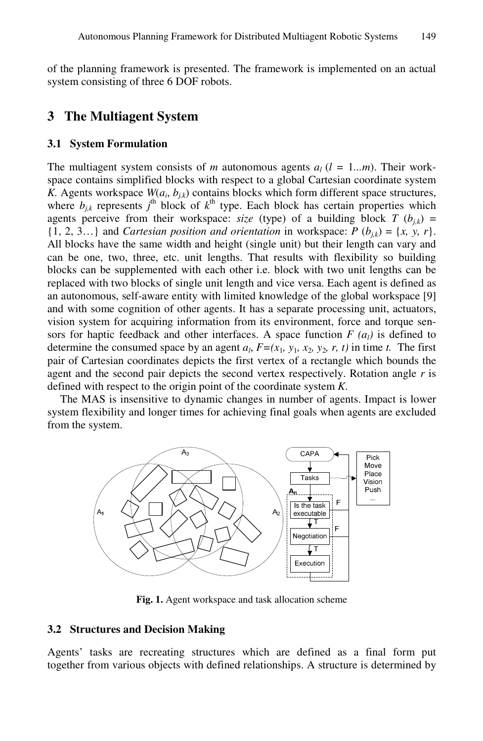of the planning framework is presented. The framework is implemented on an actual system consisting of three 6 DOF robots.

## 3 The Multiagent System

### 3.1 System Formulation

The multiagent system consists of *m* autonomous agents $a_l$ ($l$ = 1...$m$). Their workspace contains simplified blocks with respect to a global Cartesian coordinate system *K*. Agents workspace $W(a_i, b_{j,k})$ contains blocks which form different space structures, where $b_{j,k}$ represents $j^{th}$ block of $k^{th}$ type. Each block has certain properties which agents perceive from their workspace: *size* (type) of a building block $T(b_{j,k})$ = {1, 2, 3…} and *Cartesian position and orientation* in workspace: $P(b_{j,k}) = \{x, y, r\}$. All blocks have the same width and height (single unit) but their length can vary and can be one, two, three, etc. unit lengths. That results with flexibility so building blocks can be supplemented with each other i.e. block with two unit lengths can be replaced with two blocks of single unit length and vice versa. Each agent is defined as an autonomous, self-aware entity with limited knowledge of the global workspace [9] and with some cognition of other agents. It has a separate processing unit, actuators, vision system for acquiring information from its environment, force and torque sensors for haptic feedback and other interfaces. A space function $F(a_l)$ is defined to determine the consumed space by an agent $a_l$, $F=(x_1, y_1, x_2, y_2, r, t)$ in time *t*. The first pair of Cartesian coordinates depicts the first vertex of a rectangle which bounds the agent and the second pair depicts the second vertex respectively. Rotation angle *r* is defined with respect to the origin point of the coordinate system *K*.

The MAS is insensitive to dynamic changes in number of agents. Impact is lower system flexibility and longer times for achieving final goals when agents are excluded from the system.

**Fig. 1.** Agent workspace and task allocation scheme

### 3.2 Structures and Decision Making

Agents' tasks are recreating structures which are defined as a final form put together from various objects with defined relationships. A structure is determined by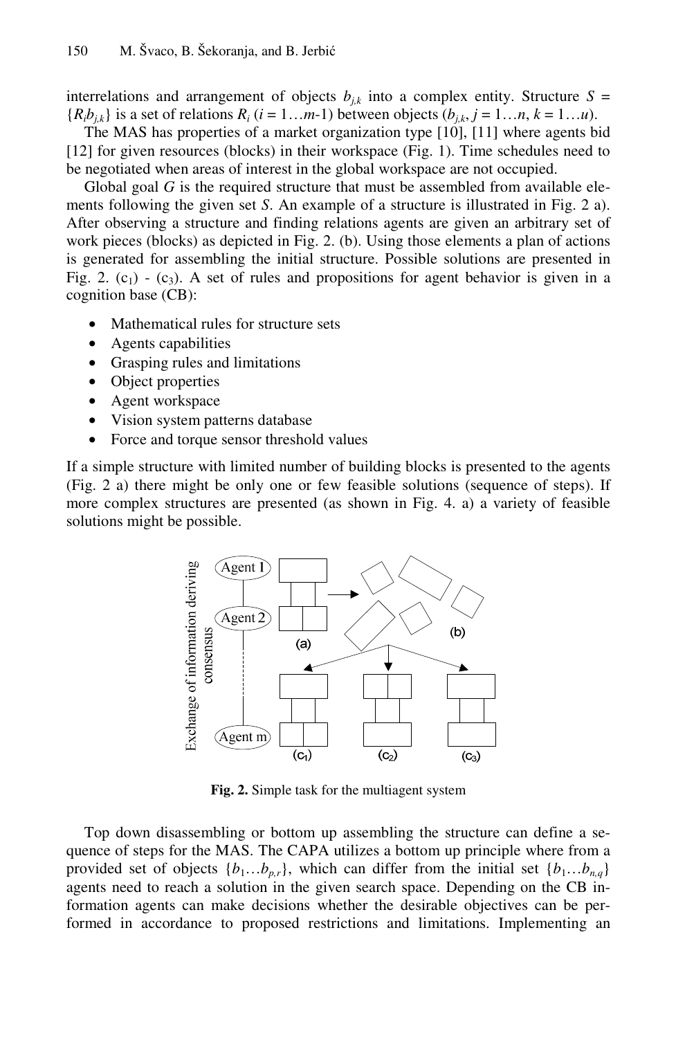interrelations and arrangement of objects $b_{j,k}$ into a complex entity. Structure $S = \{R_i b_{j,k}\}$ is a set of relations $R_i$ ($i = 1 \ldots m$-1) between objects ($b_{j,k}$, $j = 1 \ldots n$, $k = 1 \ldots u$).

The MAS has properties of a market organization type [10], [11] where agents bid [12] for given resources (blocks) in their workspace (Fig. 1). Time schedules need to be negotiated when areas of interest in the global workspace are not occupied.

Global goal $G$ is the required structure that must be assembled from available elements following the given set $S$. An example of a structure is illustrated in Fig. 2 a). After observing a structure and finding relations agents are given an arbitrary set of work pieces (blocks) as depicted in Fig. 2. (b). Using those elements a plan of actions is generated for assembling the initial structure. Possible solutions are presented in Fig. 2. ($c_1$) - ($c_3$). A set of rules and propositions for agent behavior is given in a cognition base (CB):

- Mathematical rules for structure sets
- Agents capabilities
- Grasping rules and limitations
- Object properties
- Agent workspace
- Vision system patterns database
- Force and torque sensor threshold values

If a simple structure with limited number of building blocks is presented to the agents (Fig. 2 a) there might be only one or few feasible solutions (sequence of steps). If more complex structures are presented (as shown in Fig. 4. a) a variety of feasible solutions might be possible.

**Fig. 2.** Simple task for the multiagent system

Top down disassembling or bottom up assembling the structure can define a sequence of steps for the MAS. The CAPA utilizes a bottom up principle where from a provided set of objects $\{b_1 \ldots b_{p,r}\}$, which can differ from the initial set $\{b_1 \ldots b_{n,q}\}$ agents need to reach a solution in the given search space. Depending on the CB information agents can make decisions whether the desirable objectives can be performed in accordance to proposed restrictions and limitations. Implementing an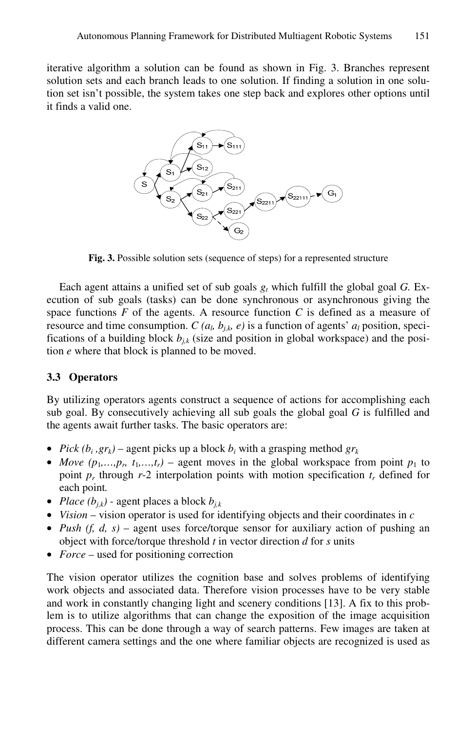iterative algorithm a solution can be found as shown in Fig. 3. Branches represent solution sets and each branch leads to one solution. If finding a solution in one solution set isn't possible, the system takes one step back and explores other options until it finds a valid one.

**Fig. 3.** Possible solution sets (sequence of steps) for a represented structure

Each agent attains a unified set of sub goals $g_t$ which fulfill the global goal *G*. Execution of sub goals (tasks) can be done synchronous or asynchronous giving the space functions *F* of the agents. A resource function *C* is defined as a measure of resource and time consumption. $C(a_l, b_{j,k}, e)$ is a function of agents' $a_l$ position, specifications of a building block $b_{j,k}$ (size and position in global workspace) and the position *e* where that block is planned to be moved.

### 3.3 Operators

By utilizing operators agents construct a sequence of actions for accomplishing each sub goal. By consecutively achieving all sub goals the global goal *G* is fulfilled and the agents await further tasks. The basic operators are:

- *Pick* $(b_i, gr_k)$ – agent picks up a block $b_i$ with a grasping method $gr_k$
- *Move* $(p_1,\ldots,p_r, t_1,\ldots,t_r)$ – agent moves in the global workspace from point $p_1$ to point $p_r$ through *r*-2 interpolation points with motion specification $t_r$ defined for each point.
- *Place* $(b_{j,k})$ - agent places a block $b_{j,k}$
- *Vision* – vision operator is used for identifying objects and their coordinates in *c*
- *Push (f, d, s)* – agent uses force/torque sensor for auxiliary action of pushing an object with force/torque threshold *t* in vector direction *d* for *s* units
- *Force* – used for positioning correction

The vision operator utilizes the cognition base and solves problems of identifying work objects and associated data. Therefore vision processes have to be very stable and work in constantly changing light and scenery conditions [13]. A fix to this problem is to utilize algorithms that can change the exposition of the image acquisition process. This can be done through a way of search patterns. Few images are taken at different camera settings and the one where familiar objects are recognized is used as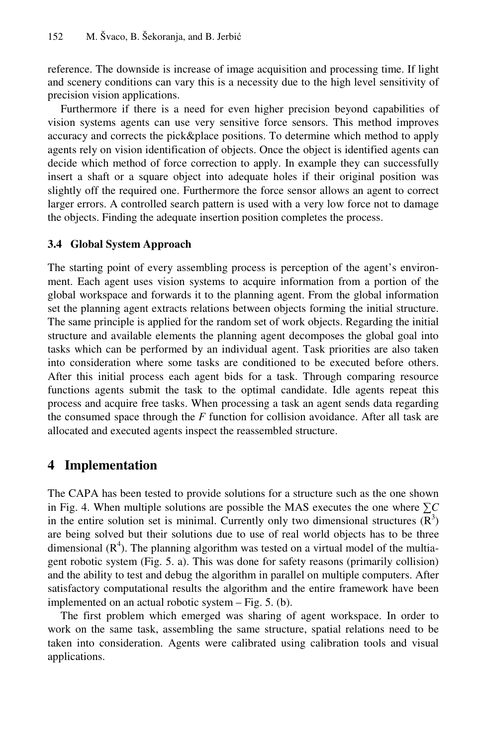reference. The downside is increase of image acquisition and processing time. If light and scenery conditions can vary this is a necessity due to the high level sensitivity of precision vision applications.

Furthermore if there is a need for even higher precision beyond capabilities of vision systems agents can use very sensitive force sensors. This method improves accuracy and corrects the pick&place positions. To determine which method to apply agents rely on vision identification of objects. Once the object is identified agents can decide which method of force correction to apply. In example they can successfully insert a shaft or a square object into adequate holes if their original position was slightly off the required one. Furthermore the force sensor allows an agent to correct larger errors. A controlled search pattern is used with a very low force not to damage the objects. Finding the adequate insertion position completes the process.

### 3.4 Global System Approach

The starting point of every assembling process is perception of the agent's environment. Each agent uses vision systems to acquire information from a portion of the global workspace and forwards it to the planning agent. From the global information set the planning agent extracts relations between objects forming the initial structure. The same principle is applied for the random set of work objects. Regarding the initial structure and available elements the planning agent decomposes the global goal into tasks which can be performed by an individual agent. Task priorities are also taken into consideration where some tasks are conditioned to be executed before others. After this initial process each agent bids for a task. Through comparing resource functions agents submit the task to the optimal candidate. Idle agents repeat this process and acquire free tasks. When processing a task an agent sends data regarding the consumed space through the $F$ function for collision avoidance. After all task are allocated and executed agents inspect the reassembled structure.

## 4 Implementation

The CAPA has been tested to provide solutions for a structure such as the one shown in Fig. 4. When multiple solutions are possible the MAS executes the one where $\sum C$ in the entire solution set is minimal. Currently only two dimensional structures ($R^3$) are being solved but their solutions due to use of real world objects has to be three dimensional ($R^4$). The planning algorithm was tested on a virtual model of the multiagent robotic system (Fig. 5. a). This was done for safety reasons (primarily collision) and the ability to test and debug the algorithm in parallel on multiple computers. After satisfactory computational results the algorithm and the entire framework have been implemented on an actual robotic system – Fig. 5. (b).

The first problem which emerged was sharing of agent workspace. In order to work on the same task, assembling the same structure, spatial relations need to be taken into consideration. Agents were calibrated using calibration tools and visual applications.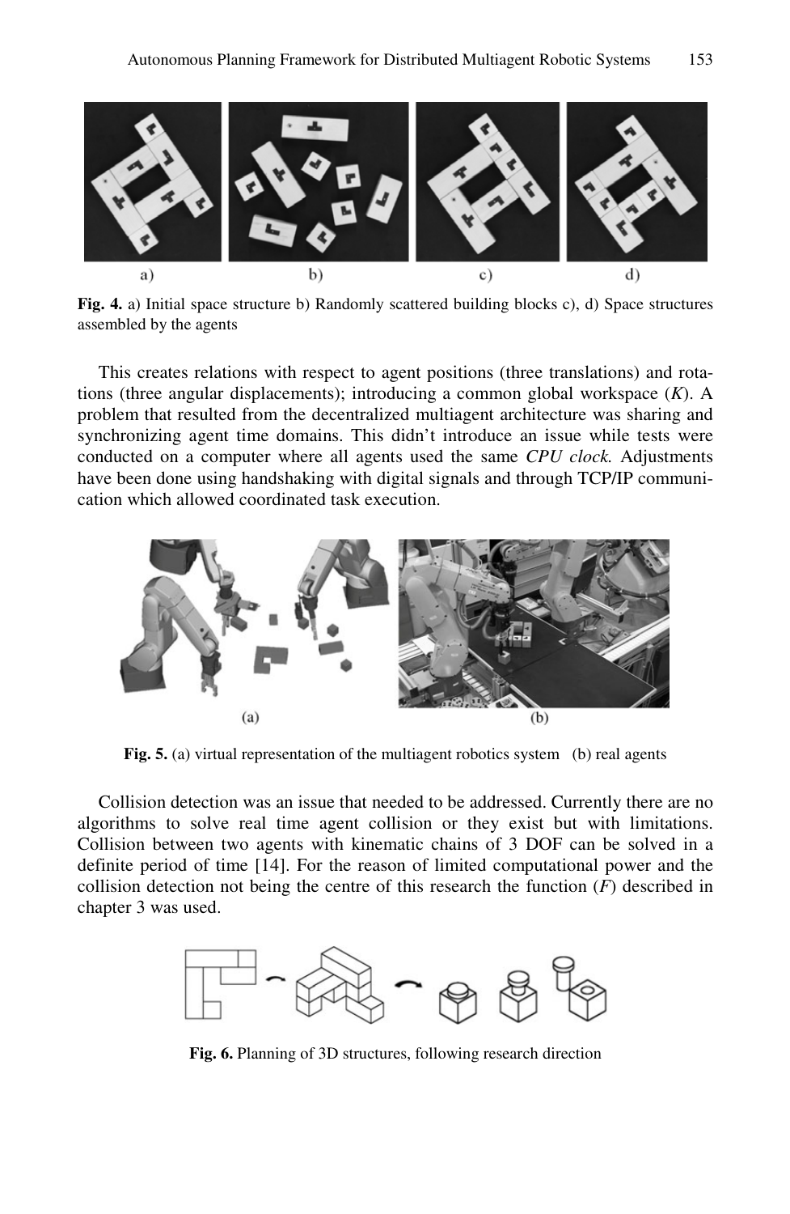**Fig. 4.** a) Initial space structure b) Randomly scattered building blocks c), d) Space structures assembled by the agents

This creates relations with respect to agent positions (three translations) and rotations (three angular displacements); introducing a common global workspace (*K*). A problem that resulted from the decentralized multiagent architecture was sharing and synchronizing agent time domains. This didn't introduce an issue while tests were conducted on a computer where all agents used the same *CPU clock.* Adjustments have been done using handshaking with digital signals and through TCP/IP communication which allowed coordinated task execution.

**Fig. 5.** (a) virtual representation of the multiagent robotics system (b) real agents

Collision detection was an issue that needed to be addressed. Currently there are no algorithms to solve real time agent collision or they exist but with limitations. Collision between two agents with kinematic chains of 3 DOF can be solved in a definite period of time [14]. For the reason of limited computational power and the collision detection not being the centre of this research the function (*F*) described in chapter 3 was used.

**Fig. 6.** Planning of 3D structures, following research direction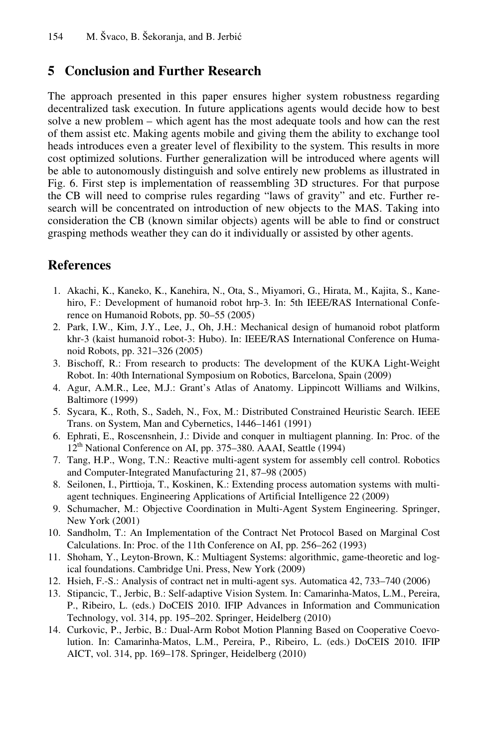## 5 Conclusion and Further Research

The approach presented in this paper ensures higher system robustness regarding decentralized task execution. In future applications agents would decide how to best solve a new problem – which agent has the most adequate tools and how can the rest of them assist etc. Making agents mobile and giving them the ability to exchange tool heads introduces even a greater level of flexibility to the system. This results in more cost optimized solutions. Further generalization will be introduced where agents will be able to autonomously distinguish and solve entirely new problems as illustrated in Fig. 6. First step is implementation of reassembling 3D structures. For that purpose the CB will need to comprise rules regarding "laws of gravity" and etc. Further research will be concentrated on introduction of new objects to the MAS. Taking into consideration the CB (known similar objects) agents will be able to find or construct grasping methods weather they can do it individually or assisted by other agents.

## References

1. Akachi, K., Kaneko, K., Kanehira, N., Ota, S., Miyamori, G., Hirata, M., Kajita, S., Kanehiro, F.: Development of humanoid robot hrp-3. In: 5th IEEE/RAS International Conference on Humanoid Robots, pp. 50–55 (2005)
2. Park, I.W., Kim, J.Y., Lee, J., Oh, J.H.: Mechanical design of humanoid robot platform khr-3 (kaist humanoid robot-3: Hubo). In: IEEE/RAS International Conference on Humanoid Robots, pp. 321–326 (2005)
3. Bischoff, R.: From research to products: The development of the KUKA Light-Weight Robot. In: 40th International Symposium on Robotics, Barcelona, Spain (2009)
4. Agur, A.M.R., Lee, M.J.: Grant's Atlas of Anatomy. Lippincott Williams and Wilkins, Baltimore (1999)
5. Sycara, K., Roth, S., Sadeh, N., Fox, M.: Distributed Constrained Heuristic Search. IEEE Trans. on System, Man and Cybernetics, 1446–1461 (1991)
6. Ephrati, E., Roscensnhein, J.: Divide and conquer in multiagent planning. In: Proc. of the 12th National Conference on AI, pp. 375–380. AAAI, Seattle (1994)
7. Tang, H.P., Wong, T.N.: Reactive multi-agent system for assembly cell control. Robotics and Computer-Integrated Manufacturing 21, 87–98 (2005)
8. Seilonen, I., Pirttioja, T., Koskinen, K.: Extending process automation systems with multi-agent techniques. Engineering Applications of Artificial Intelligence 22 (2009)
9. Schumacher, M.: Objective Coordination in Multi-Agent System Engineering. Springer, New York (2001)
10. Sandholm, T.: An Implementation of the Contract Net Protocol Based on Marginal Cost Calculations. In: Proc. of the 11th Conference on AI, pp. 256–262 (1993)
11. Shoham, Y., Leyton-Brown, K.: Multiagent Systems: algorithmic, game-theoretic and logical foundations. Cambridge Uni. Press, New York (2009)
12. Hsieh, F.-S.: Analysis of contract net in multi-agent sys. Automatica 42, 733–740 (2006)
13. Stipancic, T., Jerbic, B.: Self-adaptive Vision System. In: Camarinha-Matos, L.M., Pereira, P., Ribeiro, L. (eds.) DoCEIS 2010. IFIP Advances in Information and Communication Technology, vol. 314, pp. 195–202. Springer, Heidelberg (2010)
14. Curkovic, P., Jerbic, B.: Dual-Arm Robot Motion Planning Based on Cooperative Coevolution. In: Camarinha-Matos, L.M., Pereira, P., Ribeiro, L. (eds.) DoCEIS 2010. IFIP AICT, vol. 314, pp. 169–178. Springer, Heidelberg (2010)